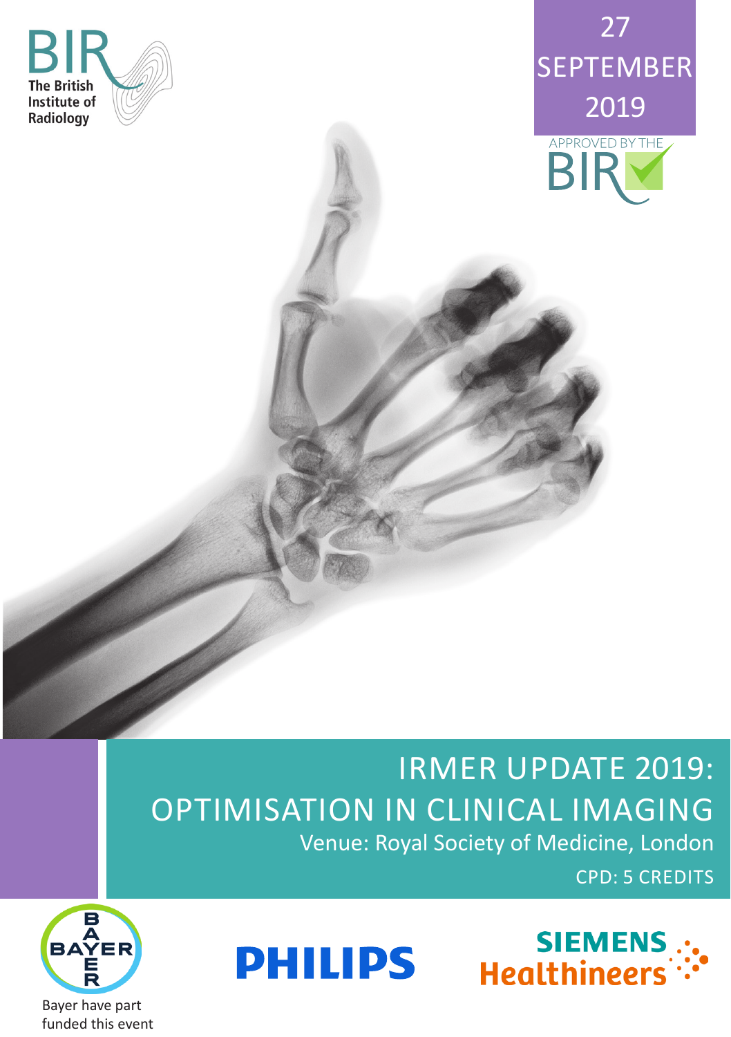The British Institute of Radiology

27 SEPTEMBER 2019

APPROVED BY THE BIR

# IRMER UPDATE 2019: OPTIMISATION IN CLINICAL IMAGING

Venue: Royal Society of Medicine, London

CPD: 5 CREDITS

Bayer have part funded this event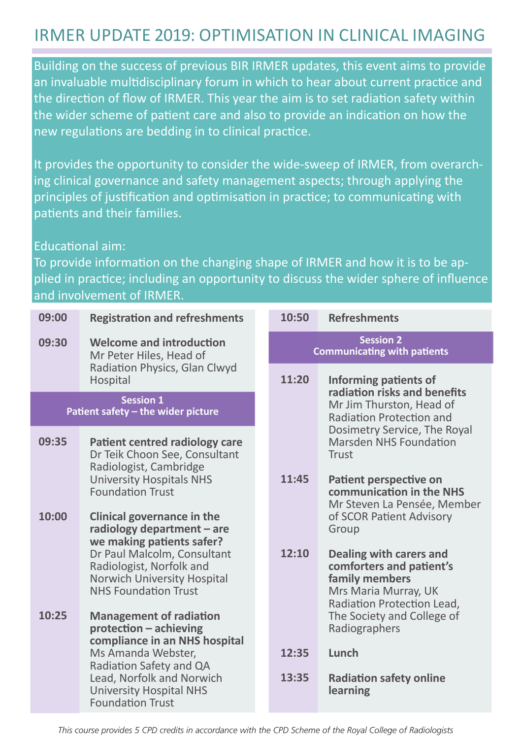# IRMER UPDATE 2019: OPTIMISATION IN CLINICAL IMAGING

Building on the success of previous BIR IRMER updates, this event aims to provide an invaluable multidisciplinary forum in which to hear about current practice and the direction of flow of IRMER. This year the aim is to set radiation safety within the wider scheme of patient care and also to provide an indication on how the new regulations are bedding in to clinical practice.

It provides the opportunity to consider the wide-sweep of IRMER, from overarching clinical governance and safety management aspects; through applying the principles of justification and optimisation in practice; to communicating with patients and their families.

Educational aim:
To provide information on the changing shape of IRMER and how it is to be applied in practice; including an opportunity to discuss the wider sphere of influence and involvement of IRMER.

| | |
|---|---|
| 09:00 | **Registration and refreshments** |
| 09:30 | **Welcome and introduction** Mr Peter Hiles, Head of Radiation Physics, Glan Clwyd Hospital |
| | **Session 1 Patient safety – the wider picture** |
| 09:35 | **Patient centred radiology care** Dr Teik Choon See, Consultant Radiologist, Cambridge University Hospitals NHS Foundation Trust |
| 10:00 | **Clinical governance in the radiology department – are we making patients safer?** Dr Paul Malcolm, Consultant Radiologist, Norfolk and Norwich University Hospital NHS Foundation Trust |
| 10:25 | **Management of radiation protection – achieving compliance in an NHS hospital** Ms Amanda Webster, Radiation Safety and QA Lead, Norfolk and Norwich University Hospital NHS Foundation Trust |
| 10:50 | **Refreshments** |
| | **Session 2 Communicating with patients** |
| 11:20 | **Informing patients of radiation risks and benefits** Mr Jim Thurston, Head of Radiation Protection and Dosimetry Service, The Royal Marsden NHS Foundation Trust |
| 11:45 | **Patient perspective on communication in the NHS** Mr Steven La Pensée, Member of SCOR Patient Advisory Group |
| 12:10 | **Dealing with carers and comforters and patient's family members** Mrs Maria Murray, UK Radiation Protection Lead, The Society and College of Radiographers |
| 12:35 | **Lunch** |
| 13:35 | **Radiation safety online learning** |

*This course provides 5 CPD credits in accordance with the CPD Scheme of the Royal College of Radiologists*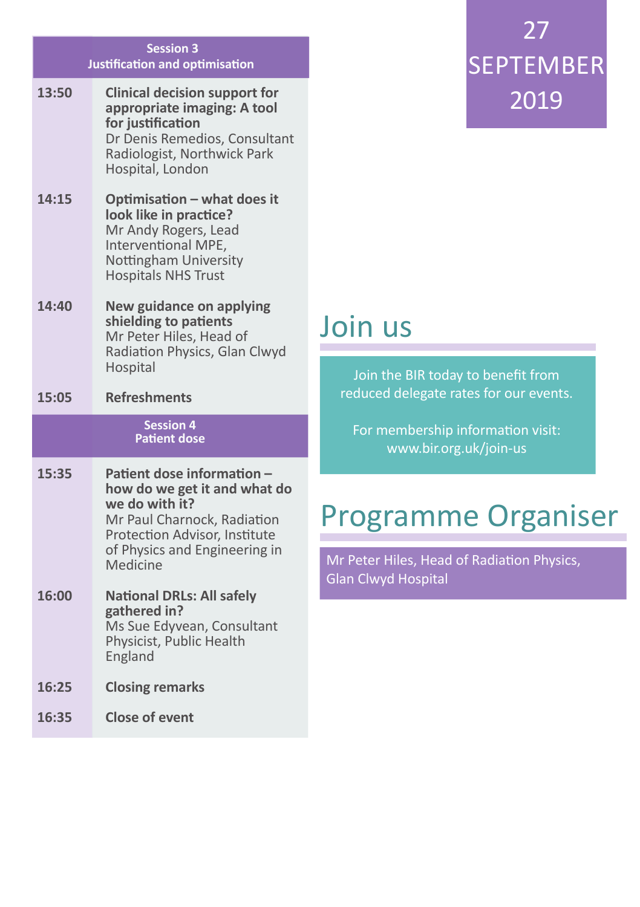# 27 SEPTEMBER 2019

## Session 3
### Justification and optimisation

| Time | Item |
|---|---|
| 13:50 | **Clinical decision support for appropriate imaging: A tool for justification**<br>Dr Denis Remedios, Consultant Radiologist, Northwick Park Hospital, London |
| 14:15 | **Optimisation – what does it look like in practice?**<br>Mr Andy Rogers, Lead Interventional MPE, Nottingham University Hospitals NHS Trust |
| 14:40 | **New guidance on applying shielding to patients**<br>Mr Peter Hiles, Head of Radiation Physics, Glan Clwyd Hospital |
| 15:05 | **Refreshments** |

## Session 4
### Patient dose

| Time | Item |
|---|---|
| 15:35 | **Patient dose information – how do we get it and what do we do with it?**<br>Mr Paul Charnock, Radiation Protection Advisor, Institute of Physics and Engineering in Medicine |
| 16:00 | **National DRLs: All safely gathered in?**<br>Ms Sue Edyvean, Consultant Physicist, Public Health England |
| 16:25 | **Closing remarks** |
| 16:35 | **Close of event** |

# Join us

Join the BIR today to benefit from reduced delegate rates for our events.

For membership information visit: www.bir.org.uk/join-us

# Programme Organiser

Mr Peter Hiles, Head of Radiation Physics, Glan Clwyd Hospital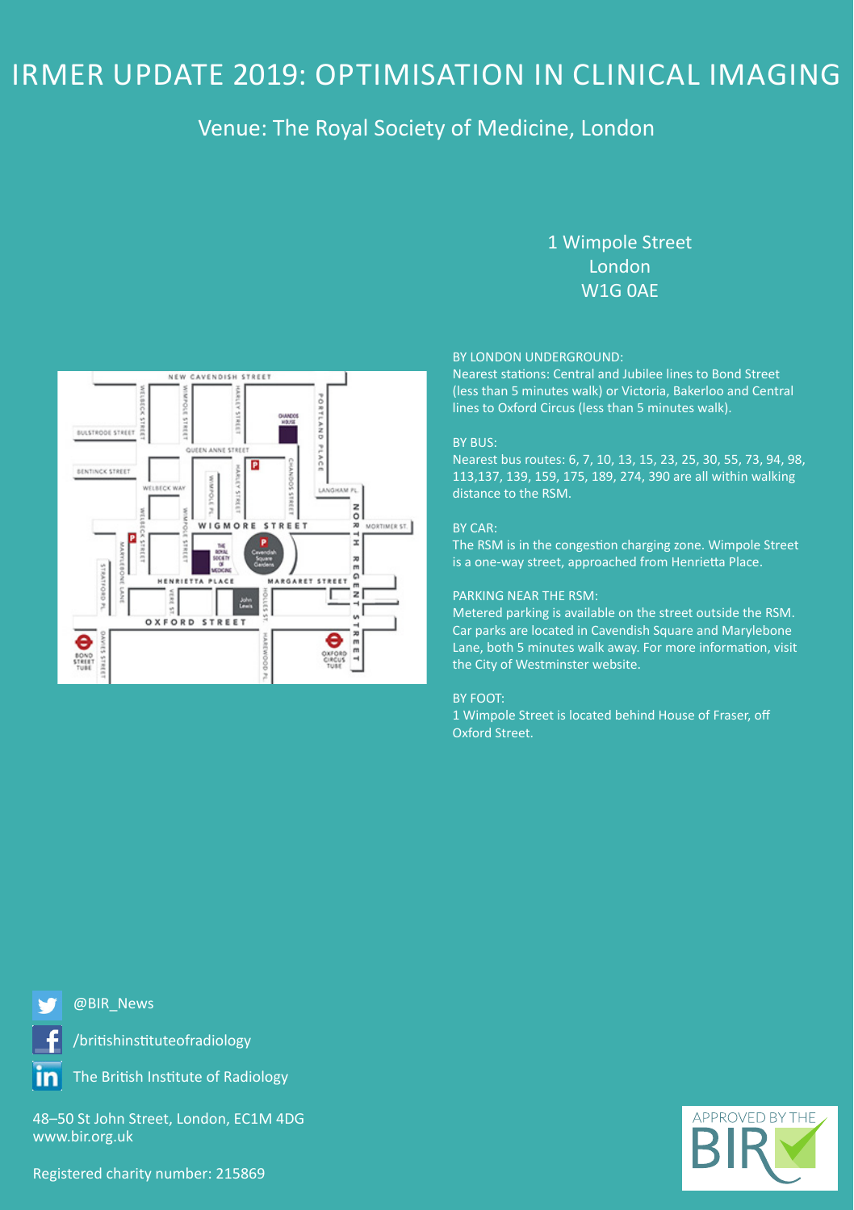# IRMER UPDATE 2019: OPTIMISATION IN CLINICAL IMAGING

## Venue: The Royal Society of Medicine, London

1 Wimpole Street
London
W1G 0AE

NEW CAVENDISH STREET
WELBECK STREET
WIMPOLE STREET
HARLEY STREET
PORTLAND PLACE
CHANDOS HOUSE
BULSTRODE STREET
QUEEN ANNE STREET
BENTINCK STREET
WELBECK WAY
WIMPOLE PL.
CHANDOS STREET
LANGHAM PL.
WIGMORE STREET
MORTIMER ST.
THE ROYAL SOCIETY OF MEDICINE
Cavendish Square Gardens
MARYLEBONE LANE
STRATFORD PL.
HENRIETTA PLACE
MARGARET STREET
NORTH REGENT STREET
VERE ST
John Lewis
HOLLES ST.
OXFORD STREET
BOND STREET TUBE
DAVIES STREET
HAREWOOD PL.
OXFORD CIRCUS TUBE

BY LONDON UNDERGROUND:
Nearest stations: Central and Jubilee lines to Bond Street (less than 5 minutes walk) or Victoria, Bakerloo and Central lines to Oxford Circus (less than 5 minutes walk).

BY BUS:
Nearest bus routes: 6, 7, 10, 13, 15, 23, 25, 30, 55, 73, 94, 98, 113,137, 139, 159, 175, 189, 274, 390 are all within walking distance to the RSM.

BY CAR:
The RSM is in the congestion charging zone. Wimpole Street is a one-way street, approached from Henrietta Place.

PARKING NEAR THE RSM:
Metered parking is available on the street outside the RSM. Car parks are located in Cavendish Square and Marylebone Lane, both 5 minutes walk away. For more information, visit the City of Westminster website.

BY FOOT:
1 Wimpole Street is located behind House of Fraser, off Oxford Street.

@BIR_News

/britishinstituteofradiology

The British Institute of Radiology

48–50 St John Street, London, EC1M 4DG
www.bir.org.uk

Registered charity number: 215869

APPROVED BY THE BIR